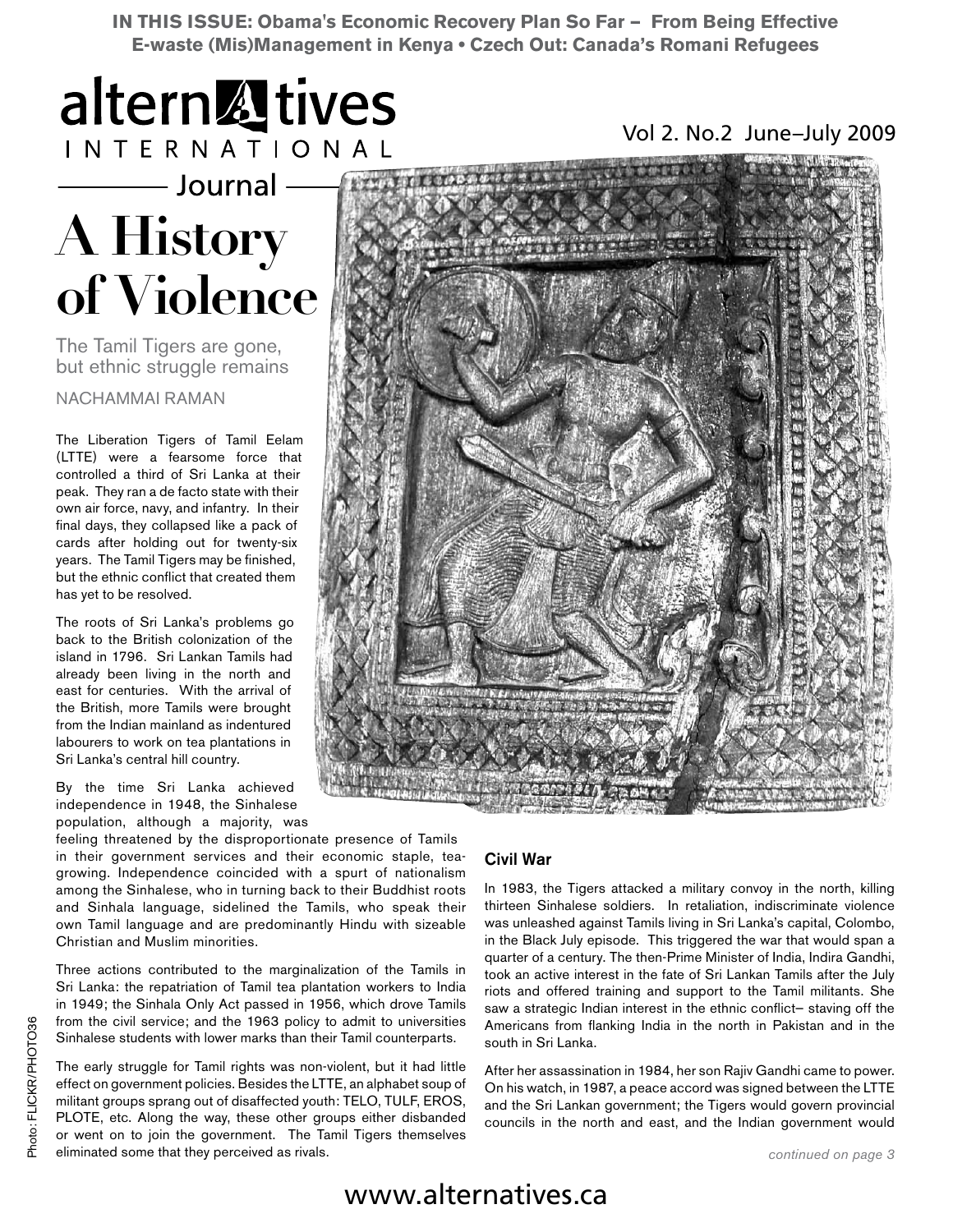**IN THIS ISSUE: Obama's Economic Recovery Plan So Far – From Being Effective**
**E-waste (Mis)Management in Kenya • Czech Out: Canada's Romani Refugees**

alternAtives INTERNATIONAL Journal

Vol 2. No.2 June–July 2009

# A History of Violence

The Tamil Tigers are gone, but ethnic struggle remains

NACHAMMAI RAMAN

The Liberation Tigers of Tamil Eelam (LTTE) were a fearsome force that controlled a third of Sri Lanka at their peak. They ran a de facto state with their own air force, navy, and infantry. In their final days, they collapsed like a pack of cards after holding out for twenty-six years. The Tamil Tigers may be finished, but the ethnic conflict that created them has yet to be resolved.

The roots of Sri Lanka's problems go back to the British colonization of the island in 1796. Sri Lankan Tamils had already been living in the north and east for centuries. With the arrival of the British, more Tamils were brought from the Indian mainland as indentured labourers to work on tea plantations in Sri Lanka's central hill country.

By the time Sri Lanka achieved independence in 1948, the Sinhalese population, although a majority, was feeling threatened by the disproportionate presence of Tamils in their government services and their economic staple, tea-growing. Independence coincided with a spurt of nationalism among the Sinhalese, who in turning back to their Buddhist roots and Sinhala language, sidelined the Tamils, who speak their own Tamil language and are predominantly Hindu with sizeable Christian and Muslim minorities.

Three actions contributed to the marginalization of the Tamils in Sri Lanka: the repatriation of Tamil tea plantation workers to India in 1949; the Sinhala Only Act passed in 1956, which drove Tamils from the civil service; and the 1963 policy to admit to universities Sinhalese students with lower marks than their Tamil counterparts.

The early struggle for Tamil rights was non-violent, but it had little effect on government policies. Besides the LTTE, an alphabet soup of militant groups sprang out of disaffected youth: TELO, TULF, EROS, PLOTE, etc. Along the way, these other groups either disbanded or went on to join the government. The Tamil Tigers themselves eliminated some that they perceived as rivals.

### Civil War

In 1983, the Tigers attacked a military convoy in the north, killing thirteen Sinhalese soldiers. In retaliation, indiscriminate violence was unleashed against Tamils living in Sri Lanka's capital, Colombo, in the Black July episode. This triggered the war that would span a quarter of a century. The then-Prime Minister of India, Indira Gandhi, took an active interest in the fate of Sri Lankan Tamils after the July riots and offered training and support to the Tamil militants. She saw a strategic Indian interest in the ethnic conflict– staving off the Americans from flanking India in the north in Pakistan and in the south in Sri Lanka.

After her assassination in 1984, her son Rajiv Gandhi came to power. On his watch, in 1987, a peace accord was signed between the LTTE and the Sri Lankan government; the Tigers would govern provincial councils in the north and east, and the Indian government would

*continued on page 3*

Photo: FLICKR/PHOTO36

www.alternatives.ca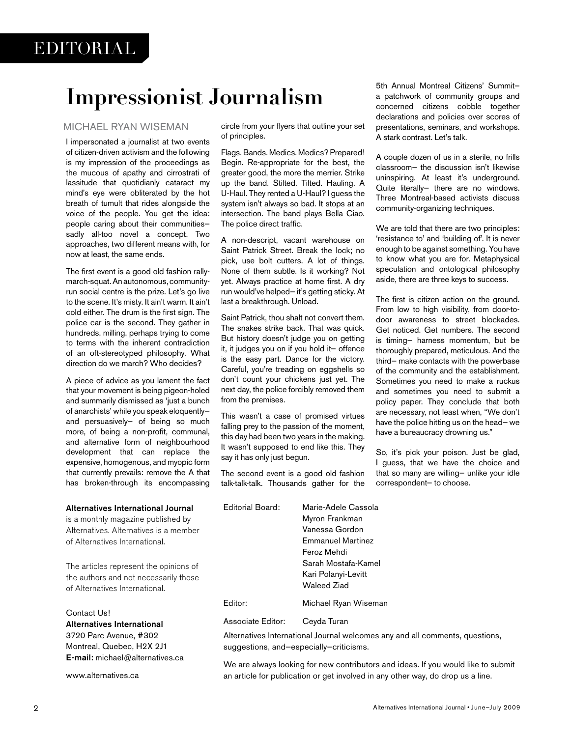EDITORIAL

# Impressionist Journalism

MICHAEL RYAN WISEMAN

I impersonated a journalist at two events of citizen-driven activism and the following is my impression of the proceedings as the mucous of apathy and cirrostrati of lassitude that quotidianly cataract my mind's eye were obliterated by the hot breath of tumult that rides alongside the voice of the people. You get the idea: people caring about their communities– sadly all-too novel a concept. Two approaches, two different means with, for now at least, the same ends.

The first event is a good old fashion rally-march-squat. An autonomous, community-run social centre is the prize. Let's go live to the scene. It's misty. It ain't warm. It ain't cold either. The drum is the first sign. The police car is the second. They gather in hundreds, milling, perhaps trying to come to terms with the inherent contradiction of an oft-stereotyped philosophy. What direction do we march? Who decides?

A piece of advice as you lament the fact that your movement is being pigeon-holed and summarily dismissed as 'just a bunch of anarchists' while you speak eloquently– and persuasively– of being so much more, of being a non-profit, communal, and alternative form of neighbourhood development that can replace the expensive, homogenous, and myopic form that currently prevails: remove the A that has broken-through its encompassing circle from your flyers that outline your set of principles.

Flags. Bands. Medics. Medics? Prepared! Begin. Re-appropriate for the best, the greater good, the more the merrier. Strike up the band. Stilted. Tilted. Hauling. A U-Haul. They rented a U-Haul? I guess the system isn't always so bad. It stops at an intersection. The band plays Bella Ciao. The police direct traffic.

A non-descript, vacant warehouse on Saint Patrick Street. Break the lock; no pick, use bolt cutters. A lot of things. None of them subtle. Is it working? Not yet. Always practice at home first. A dry run would've helped– it's getting sticky. At last a breakthrough. Unload.

Saint Patrick, thou shalt not convert them. The snakes strike back. That was quick. But history doesn't judge you on getting it, it judges you on if you hold it– offence is the easy part. Dance for the victory. Careful, you're treading on eggshells so don't count your chickens just yet. The next day, the police forcibly removed them from the premises.

This wasn't a case of promised virtues falling prey to the passion of the moment, this day had been two years in the making. It wasn't supposed to end like this. They say it has only just begun.

The second event is a good old fashion talk-talk-talk. Thousands gather for the 5th Annual Montreal Citizens' Summit– a patchwork of community groups and concerned citizens cobble together declarations and policies over scores of presentations, seminars, and workshops. A stark contrast. Let's talk.

A couple dozen of us in a sterile, no frills classroom– the discussion isn't likewise uninspiring. At least it's underground. Quite literally– there are no windows. Three Montreal-based activists discuss community-organizing techniques.

We are told that there are two principles: 'resistance to' and 'building of'. It is never enough to be against something. You have to know what you are for. Metaphysical speculation and ontological philosophy aside, there are three keys to success.

The first is citizen action on the ground. From low to high visibility, from door-to-door awareness to street blockades. Get noticed. Get numbers. The second is timing– harness momentum, but be thoroughly prepared, meticulous. And the third– make contacts with the powerbase of the community and the establishment. Sometimes you need to make a ruckus and sometimes you need to submit a policy paper. They conclude that both are necessary, not least when, "We don't have the police hitting us on the head– we have a bureaucracy drowning us."

So, it's pick your poison. Just be glad, I guess, that we have the choice and that so many are willing– unlike your idle correspondent– to choose.

---

**Alternatives International Journal** is a monthly magazine published by Alternatives. Alternatives is a member of Alternatives International.

The articles represent the opinions of the authors and not necessarily those of Alternatives International.

Contact Us!
**Alternatives International**
3720 Parc Avenue, #302
Montreal, Quebec, H2X 2J1
**E-mail:** michael@alternatives.ca

www.alternatives.ca

Editorial Board: Marie-Adele Cassola, Myron Frankman, Vanessa Gordon, Emmanuel Martinez, Feroz Mehdi, Sarah Mostafa-Kamel, Kari Polanyi-Levitt, Waleed Ziad

Editor: Michael Ryan Wiseman

Associate Editor: Ceyda Turan

Alternatives International Journal welcomes any and all comments, questions, suggestions, and–especially–criticisms.

We are always looking for new contributors and ideas. If you would like to submit an article for publication or get involved in any other way, do drop us a line.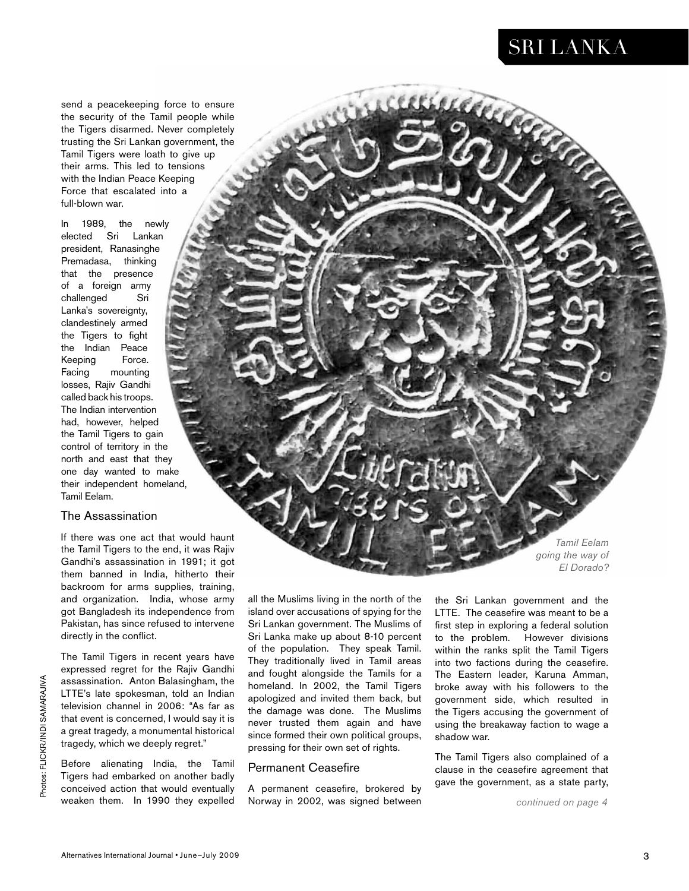send a peacekeeping force to ensure the security of the Tamil people while the Tigers disarmed. Never completely trusting the Sri Lankan government, the Tamil Tigers were loath to give up their arms. This led to tensions with the Indian Peace Keeping Force that escalated into a full-blown war.

In 1989, the newly elected Sri Lankan president, Ranasinghe Premadasa, thinking that the presence of a foreign army challenged Sri Lanka's sovereignty, clandestinely armed the Tigers to fight the Indian Peace Keeping Force. Facing mounting losses, Rajiv Gandhi called back his troops. The Indian intervention had, however, helped the Tamil Tigers to gain control of territory in the north and east that they one day wanted to make their independent homeland, Tamil Eelam.

### The Assassination

If there was one act that would haunt the Tamil Tigers to the end, it was Rajiv Gandhi's assassination in 1991; it got them banned in India, hitherto their backroom for arms supplies, training, and organization. India, whose army got Bangladesh its independence from Pakistan, has since refused to intervene directly in the conflict.

The Tamil Tigers in recent years have expressed regret for the Rajiv Gandhi assassination. Anton Balasingham, the LTTE's late spokesman, told an Indian television channel in 2006: "As far as that event is concerned, I would say it is a great tragedy, a monumental historical tragedy, which we deeply regret."

Before alienating India, the Tamil Tigers had embarked on another badly conceived action that would eventually weaken them. In 1990 they expelled all the Muslims living in the north of the island over accusations of spying for the Sri Lankan government. The Muslims of Sri Lanka make up about 8-10 percent of the population. They speak Tamil. They traditionally lived in Tamil areas and fought alongside the Tamils for a homeland. In 2002, the Tamil Tigers apologized and invited them back, but the damage was done. The Muslims never trusted them again and have since formed their own political groups, pressing for their own set of rights.

### Permanent Ceasefire

A permanent ceasefire, brokered by Norway in 2002, was signed between the Sri Lankan government and the LTTE. The ceasefire was meant to be a first step in exploring a federal solution to the problem. However divisions within the ranks split the Tamil Tigers into two factions during the ceasefire. The Eastern leader, Karuna Amman, broke away with his followers to the government side, which resulted in the Tigers accusing the government of using the breakaway faction to wage a shadow war.

The Tamil Tigers also complained of a clause in the ceasefire agreement that gave the government, as a state party,

*continued on page 4*

*Tamil Eelam going the way of El Dorado?*

Photos: FLICKR/INDI SAMARAJIVA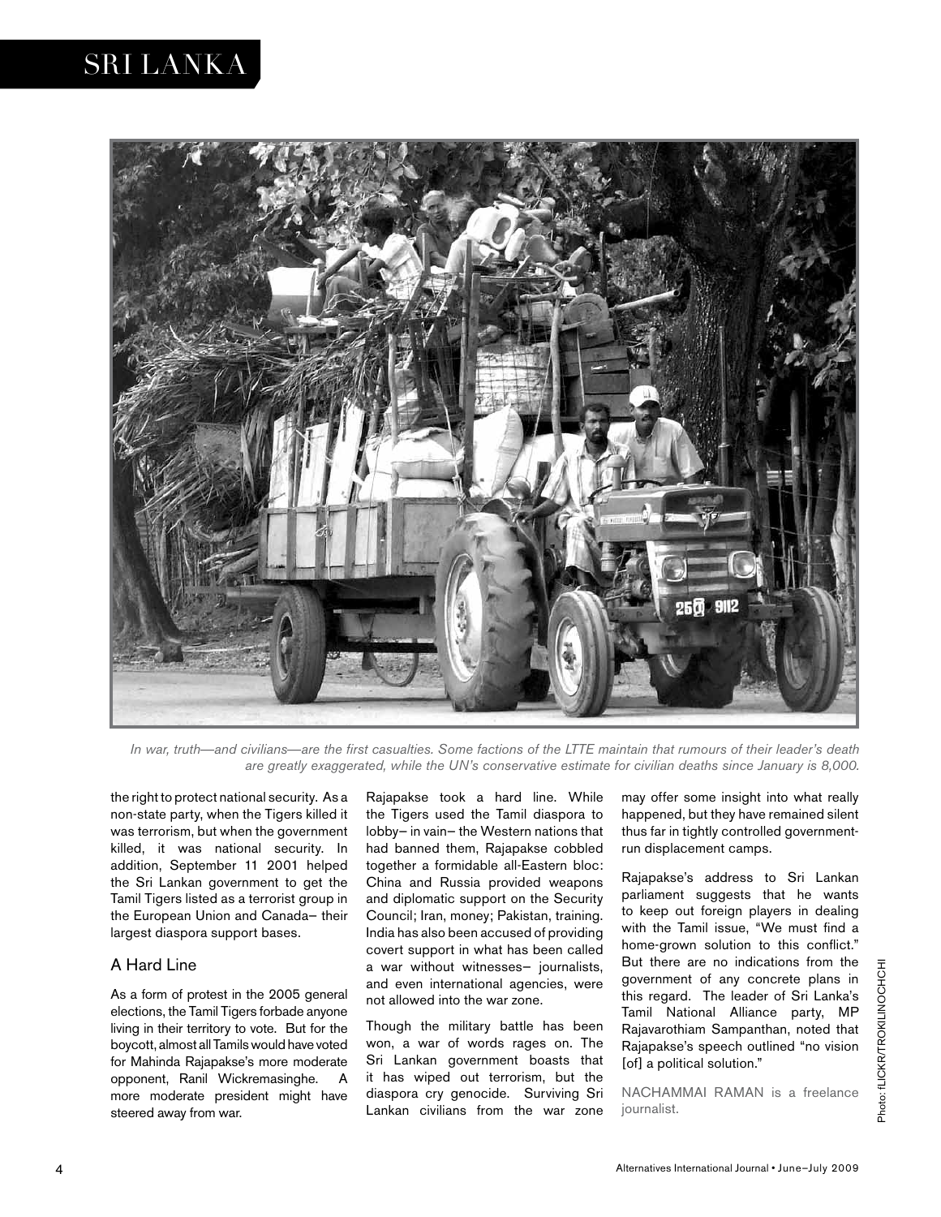*In war, truth—and civilians—are the first casualties. Some factions of the LTTE maintain that rumours of their leader's death are greatly exaggerated, while the UN's conservative estimate for civilian deaths since January is 8,000.*

the right to protect national security. As a non-state party, when the Tigers killed it was terrorism, but when the government killed, it was national security. In addition, September 11 2001 helped the Sri Lankan government to get the Tamil Tigers listed as a terrorist group in the European Union and Canada– their largest diaspora support bases.

## A Hard Line

As a form of protest in the 2005 general elections, the Tamil Tigers forbade anyone living in their territory to vote. But for the boycott, almost all Tamils would have voted for Mahinda Rajapakse's more moderate opponent, Ranil Wickremasinghe. A more moderate president might have steered away from war.

Rajapakse took a hard line. While the Tigers used the Tamil diaspora to lobby– in vain– the Western nations that had banned them, Rajapakse cobbled together a formidable all-Eastern bloc: China and Russia provided weapons and diplomatic support on the Security Council; Iran, money; Pakistan, training. India has also been accused of providing covert support in what has been called a war without witnesses– journalists, and even international agencies, were not allowed into the war zone.

Though the military battle has been won, a war of words rages on. The Sri Lankan government boasts that it has wiped out terrorism, but the diaspora cry genocide. Surviving Sri Lankan civilians from the war zone may offer some insight into what really happened, but they have remained silent thus far in tightly controlled government-run displacement camps.

Rajapakse's address to Sri Lankan parliament suggests that he wants to keep out foreign players in dealing with the Tamil issue, "We must find a home-grown solution to this conflict." But there are no indications from the government of any concrete plans in this regard. The leader of Sri Lanka's Tamil National Alliance party, MP Rajavarothiam Sampanthan, noted that Rajapakse's speech outlined "no vision [of] a political solution."

NACHAMMAI RAMAN is a freelance journalist.

Photo: fLICKR/TROKILINOCHCHI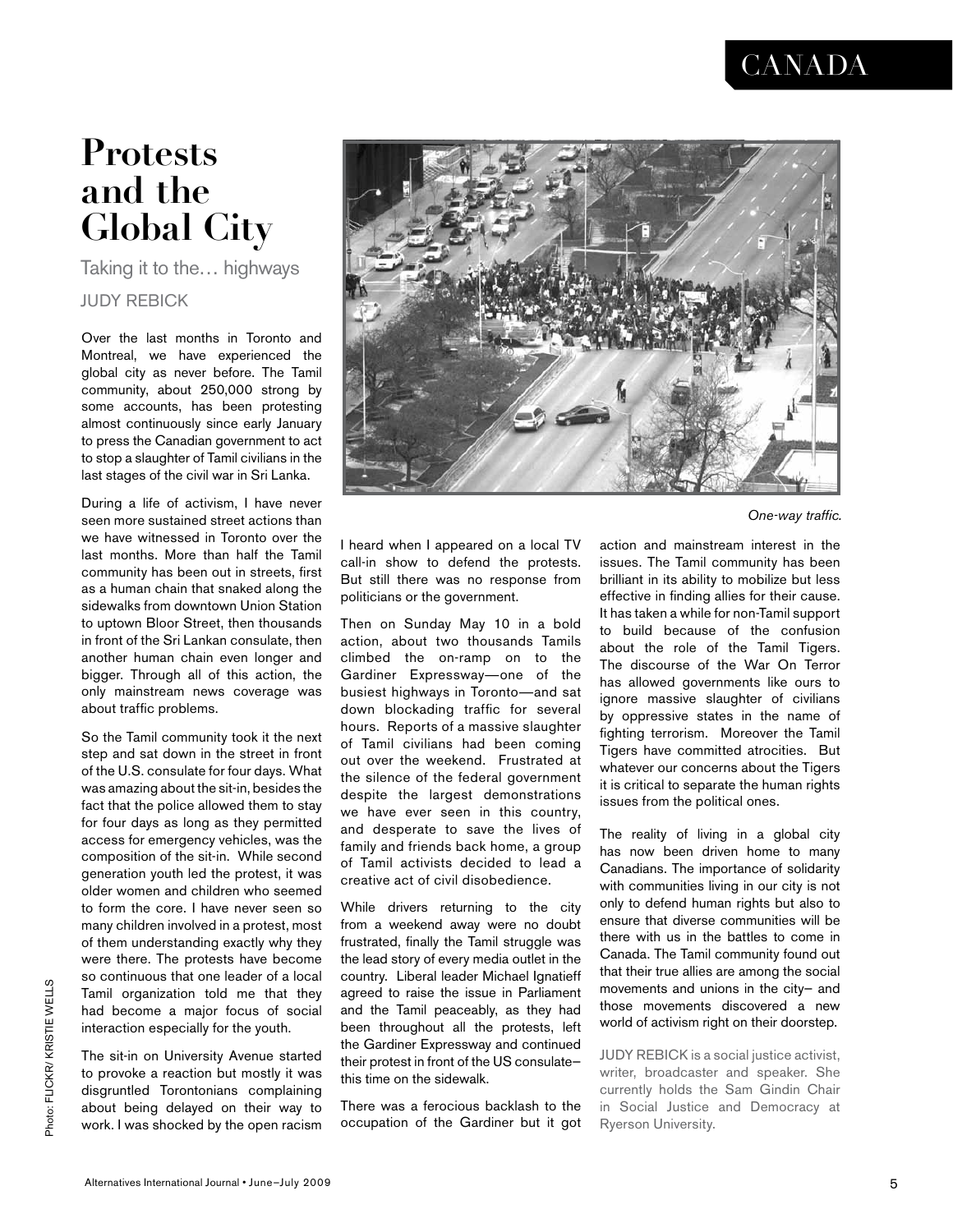# Protests and the Global City

Taking it to the… highways

JUDY REBICK

Over the last months in Toronto and Montreal, we have experienced the global city as never before. The Tamil community, about 250,000 strong by some accounts, has been protesting almost continuously since early January to press the Canadian government to act to stop a slaughter of Tamil civilians in the last stages of the civil war in Sri Lanka.

During a life of activism, I have never seen more sustained street actions than we have witnessed in Toronto over the last months. More than half the Tamil community has been out in streets, first as a human chain that snaked along the sidewalks from downtown Union Station to uptown Bloor Street, then thousands in front of the Sri Lankan consulate, then another human chain even longer and bigger. Through all of this action, the only mainstream news coverage was about traffic problems.

So the Tamil community took it the next step and sat down in the street in front of the U.S. consulate for four days. What was amazing about the sit-in, besides the fact that the police allowed them to stay for four days as long as they permitted access for emergency vehicles, was the composition of the sit-in. While second generation youth led the protest, it was older women and children who seemed to form the core. I have never seen so many children involved in a protest, most of them understanding exactly why they were there. The protests have become so continuous that one leader of a local Tamil organization told me that they had become a major focus of social interaction especially for the youth.

The sit-in on University Avenue started to provoke a reaction but mostly it was disgruntled Torontonians complaining about being delayed on their way to work. I was shocked by the open racism I heard when I appeared on a local TV call-in show to defend the protests. But still there was no response from politicians or the government.

*One-way traffic.*

Photo: FLICKR/ KRISTIE WELLS

Then on Sunday May 10 in a bold action, about two thousands Tamils climbed the on-ramp on to the Gardiner Expressway—one of the busiest highways in Toronto—and sat down blockading traffic for several hours. Reports of a massive slaughter of Tamil civilians had been coming out over the weekend. Frustrated at the silence of the federal government despite the largest demonstrations we have ever seen in this country, and desperate to save the lives of family and friends back home, a group of Tamil activists decided to lead a creative act of civil disobedience.

While drivers returning to the city from a weekend away were no doubt frustrated, finally the Tamil struggle was the lead story of every media outlet in the country. Liberal leader Michael Ignatieff agreed to raise the issue in Parliament and the Tamil peaceably, as they had been throughout all the protests, left the Gardiner Expressway and continued their protest in front of the US consulate– this time on the sidewalk.

There was a ferocious backlash to the occupation of the Gardiner but it got action and mainstream interest in the issues. The Tamil community has been brilliant in its ability to mobilize but less effective in finding allies for their cause. It has taken a while for non-Tamil support to build because of the confusion about the role of the Tamil Tigers. The discourse of the War On Terror has allowed governments like ours to ignore massive slaughter of civilians by oppressive states in the name of fighting terrorism. Moreover the Tamil Tigers have committed atrocities. But whatever our concerns about the Tigers it is critical to separate the human rights issues from the political ones.

The reality of living in a global city has now been driven home to many Canadians. The importance of solidarity with communities living in our city is not only to defend human rights but also to ensure that diverse communities will be there with us in the battles to come in Canada. The Tamil community found out that their true allies are among the social movements and unions in the city– and those movements discovered a new world of activism right on their doorstep.

JUDY REBICK is a social justice activist, writer, broadcaster and speaker. She currently holds the Sam Gindin Chair in Social Justice and Democracy at Ryerson University.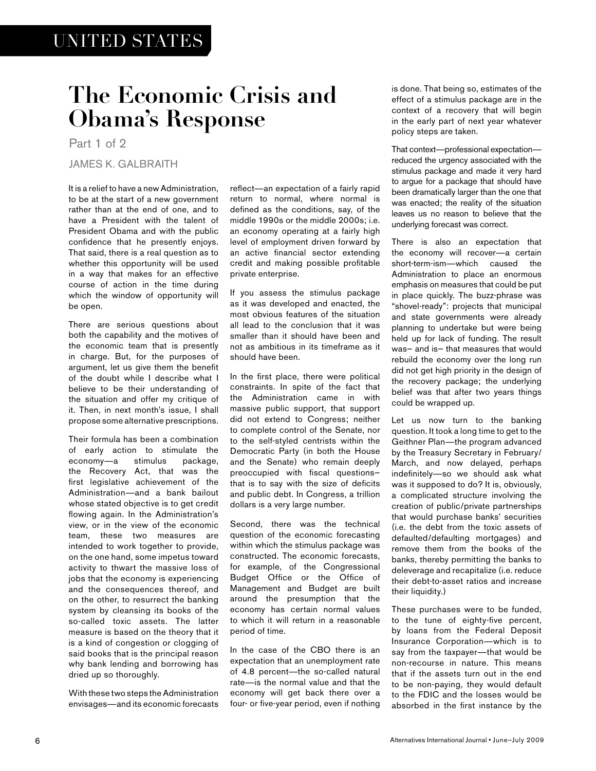UNITED STATES

# The Economic Crisis and Obama's Response

Part 1 of 2

JAMES K. GALBRAITH

It is a relief to have a new Administration, to be at the start of a new government rather than at the end of one, and to have a President with the talent of President Obama and with the public confidence that he presently enjoys. That said, there is a real question as to whether this opportunity will be used in a way that makes for an effective course of action in the time during which the window of opportunity will be open.

There are serious questions about both the capability and the motives of the economic team that is presently in charge. But, for the purposes of argument, let us give them the benefit of the doubt while I describe what I believe to be their understanding of the situation and offer my critique of it. Then, in next month's issue, I shall propose some alternative prescriptions.

Their formula has been a combination of early action to stimulate the economy—a stimulus package, the Recovery Act, that was the first legislative achievement of the Administration—and a bank bailout whose stated objective is to get credit flowing again. In the Administration's view, or in the view of the economic team, these two measures are intended to work together to provide, on the one hand, some impetus toward activity to thwart the massive loss of jobs that the economy is experiencing and the consequences thereof, and on the other, to resurrect the banking system by cleansing its books of the so-called toxic assets. The latter measure is based on the theory that it is a kind of congestion or clogging of said books that is the principal reason why bank lending and borrowing has dried up so thoroughly.

With these two steps the Administration envisages—and its economic forecasts reflect—an expectation of a fairly rapid return to normal, where normal is defined as the conditions, say, of the middle 1990s or the middle 2000s; i.e. an economy operating at a fairly high level of employment driven forward by an active financial sector extending credit and making possible profitable private enterprise.

If you assess the stimulus package as it was developed and enacted, the most obvious features of the situation all lead to the conclusion that it was smaller than it should have been and not as ambitious in its timeframe as it should have been.

In the first place, there were political constraints. In spite of the fact that the Administration came in with massive public support, that support did not extend to Congress; neither to complete control of the Senate, nor to the self-styled centrists within the Democratic Party (in both the House and the Senate) who remain deeply preoccupied with fiscal questions– that is to say with the size of deficits and public debt. In Congress, a trillion dollars is a very large number.

Second, there was the technical question of the economic forecasting within which the stimulus package was constructed. The economic forecasts, for example, of the Congressional Budget Office or the Office of Management and Budget are built around the presumption that the economy has certain normal values to which it will return in a reasonable period of time.

In the case of the CBO there is an expectation that an unemployment rate of 4.8 percent—the so-called natural rate—is the normal value and that the economy will get back there over a four- or five-year period, even if nothing is done. That being so, estimates of the effect of a stimulus package are in the context of a recovery that will begin in the early part of next year whatever policy steps are taken.

That context—professional expectation—reduced the urgency associated with the stimulus package and made it very hard to argue for a package that should have been dramatically larger than the one that was enacted; the reality of the situation leaves us no reason to believe that the underlying forecast was correct.

There is also an expectation that the economy will recover—a certain short-term-ism—which caused the Administration to place an enormous emphasis on measures that could be put in place quickly. The buzz-phrase was "shovel-ready": projects that municipal and state governments were already planning to undertake but were being held up for lack of funding. The result was– and is– that measures that would rebuild the economy over the long run did not get high priority in the design of the recovery package; the underlying belief was that after two years things could be wrapped up.

Let us now turn to the banking question. It took a long time to get to the Geithner Plan—the program advanced by the Treasury Secretary in February/ March, and now delayed, perhaps indefinitely—so we should ask what was it supposed to do? It is, obviously, a complicated structure involving the creation of public/private partnerships that would purchase banks' securities (i.e. the debt from the toxic assets of defaulted/defaulting mortgages) and remove them from the books of the banks, thereby permitting the banks to deleverage and recapitalize (i.e. reduce their debt-to-asset ratios and increase their liquidity.)

These purchases were to be funded, to the tune of eighty-five percent, by loans from the Federal Deposit Insurance Corporation—which is to say from the taxpayer—that would be non-recourse in nature. This means that if the assets turn out in the end to be non-paying, they would default to the FDIC and the losses would be absorbed in the first instance by the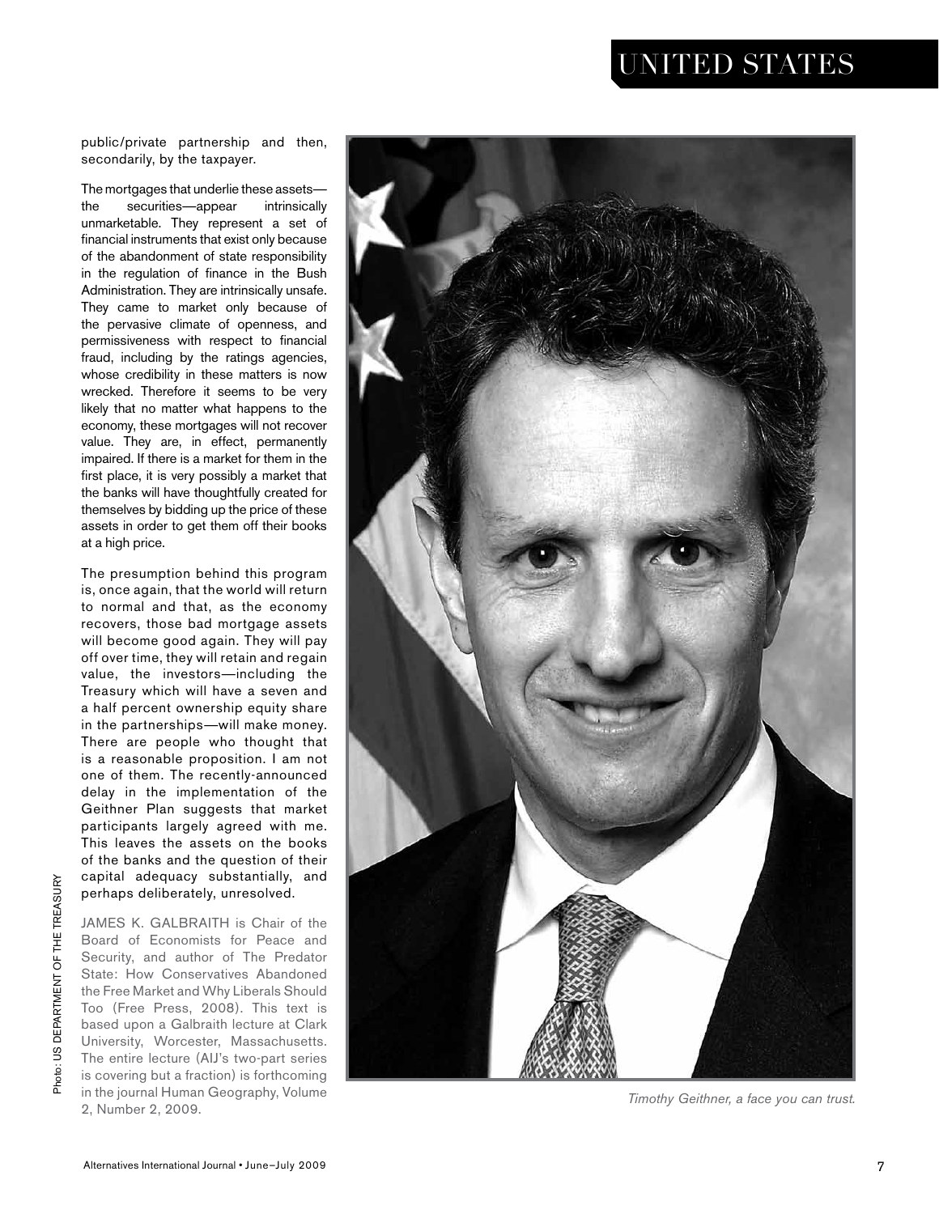public/private partnership and then, secondarily, by the taxpayer.

The mortgages that underlie these assets—the securities—appear intrinsically unmarketable. They represent a set of financial instruments that exist only because of the abandonment of state responsibility in the regulation of finance in the Bush Administration. They are intrinsically unsafe. They came to market only because of the pervasive climate of openness, and permissiveness with respect to financial fraud, including by the ratings agencies, whose credibility in these matters is now wrecked. Therefore it seems to be very likely that no matter what happens to the economy, these mortgages will not recover value. They are, in effect, permanently impaired. If there is a market for them in the first place, it is very possibly a market that the banks will have thoughtfully created for themselves by bidding up the price of these assets in order to get them off their books at a high price.

The presumption behind this program is, once again, that the world will return to normal and that, as the economy recovers, those bad mortgage assets will become good again. They will pay off over time, they will retain and regain value, the investors—including the Treasury which will have a seven and a half percent ownership equity share in the partnerships—will make money. There are people who thought that is a reasonable proposition. I am not one of them. The recently-announced delay in the implementation of the Geithner Plan suggests that market participants largely agreed with me. This leaves the assets on the books of the banks and the question of their capital adequacy substantially, and perhaps deliberately, unresolved.

JAMES K. GALBRAITH is Chair of the Board of Economists for Peace and Security, and author of The Predator State: How Conservatives Abandoned the Free Market and Why Liberals Should Too (Free Press, 2008). This text is based upon a Galbraith lecture at Clark University, Worcester, Massachusetts. The entire lecture (AIJ's two-part series is covering but a fraction) is forthcoming in the journal Human Geography, Volume 2, Number 2, 2009.

Photo: US DEPARTMENT OF THE TREASURY

*Timothy Geithner, a face you can trust.*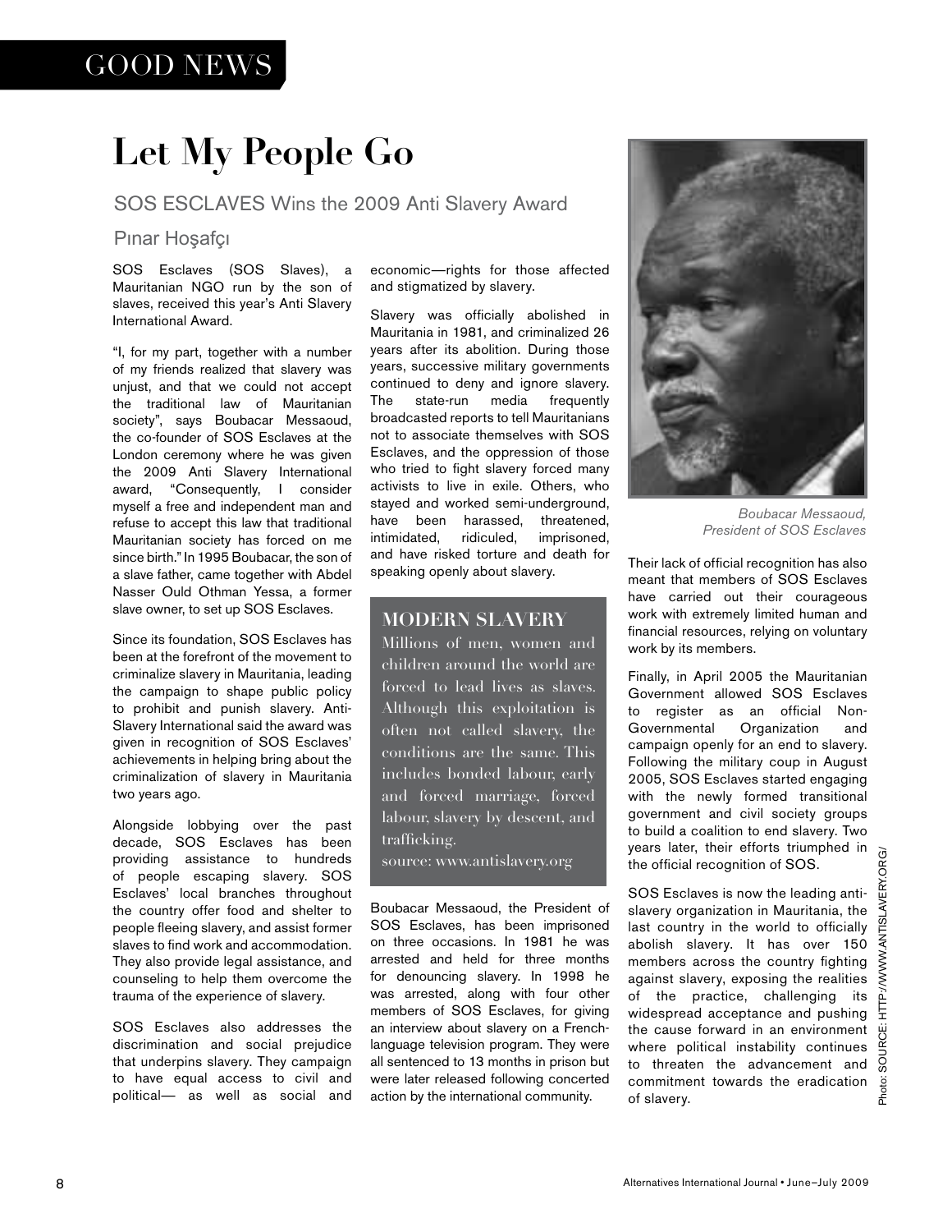GOOD NEWS

# Let My People Go

## SOS ESCLAVES Wins the 2009 Anti Slavery Award

Pınar Hoşafçı

SOS Esclaves (SOS Slaves), a Mauritanian NGO run by the son of slaves, received this year's Anti Slavery International Award.

"I, for my part, together with a number of my friends realized that slavery was unjust, and that we could not accept the traditional law of Mauritanian society", says Boubacar Messaoud, the co-founder of SOS Esclaves at the London ceremony where he was given the 2009 Anti Slavery International award, "Consequently, I consider myself a free and independent man and refuse to accept this law that traditional Mauritanian society has forced on me since birth." In 1995 Boubacar, the son of a slave father, came together with Abdel Nasser Ould Othman Yessa, a former slave owner, to set up SOS Esclaves.

Since its foundation, SOS Esclaves has been at the forefront of the movement to criminalize slavery in Mauritania, leading the campaign to shape public policy to prohibit and punish slavery. Anti-Slavery International said the award was given in recognition of SOS Esclaves' achievements in helping bring about the criminalization of slavery in Mauritania two years ago.

Alongside lobbying over the past decade, SOS Esclaves has been providing assistance to hundreds of people escaping slavery. SOS Esclaves' local branches throughout the country offer food and shelter to people fleeing slavery, and assist former slaves to find work and accommodation. They also provide legal assistance, and counseling to help them overcome the trauma of the experience of slavery.

SOS Esclaves also addresses the discrimination and social prejudice that underpins slavery. They campaign to have equal access to civil and political— as well as social and economic—rights for those affected and stigmatized by slavery.

Slavery was officially abolished in Mauritania in 1981, and criminalized 26 years after its abolition. During those years, successive military governments continued to deny and ignore slavery. The state-run media frequently broadcasted reports to tell Mauritanians not to associate themselves with SOS Esclaves, and the oppression of those who tried to fight slavery forced many activists to live in exile. Others, who stayed and worked semi-underground, have been harassed, threatened, intimidated, ridiculed, imprisoned, and have risked torture and death for speaking openly about slavery.

### MODERN SLAVERY

Millions of men, women and children around the world are forced to lead lives as slaves. Although this exploitation is often not called slavery, the conditions are the same. This includes bonded labour, early and forced marriage, forced labour, slavery by descent, and trafficking.

source: www.antislavery.org

Boubacar Messaoud, the President of SOS Esclaves, has been imprisoned on three occasions. In 1981 he was arrested and held for three months for denouncing slavery. In 1998 he was arrested, along with four other members of SOS Esclaves, for giving an interview about slavery on a French-language television program. They were all sentenced to 13 months in prison but were later released following concerted action by the international community.

*Boubacar Messaoud, President of SOS Esclaves*

Photo: SOURCE: HTTP://WWW.ANTISLAVERY.ORG/

Their lack of official recognition has also meant that members of SOS Esclaves have carried out their courageous work with extremely limited human and financial resources, relying on voluntary work by its members.

Finally, in April 2005 the Mauritanian Government allowed SOS Esclaves to register as an official Non-Governmental Organization and campaign openly for an end to slavery. Following the military coup in August 2005, SOS Esclaves started engaging with the newly formed transitional government and civil society groups to build a coalition to end slavery. Two years later, their efforts triumphed in the official recognition of SOS.

SOS Esclaves is now the leading anti-slavery organization in Mauritania, the last country in the world to officially abolish slavery. It has over 150 members across the country fighting against slavery, exposing the realities of the practice, challenging its widespread acceptance and pushing the cause forward in an environment where political instability continues to threaten the advancement and commitment towards the eradication of slavery.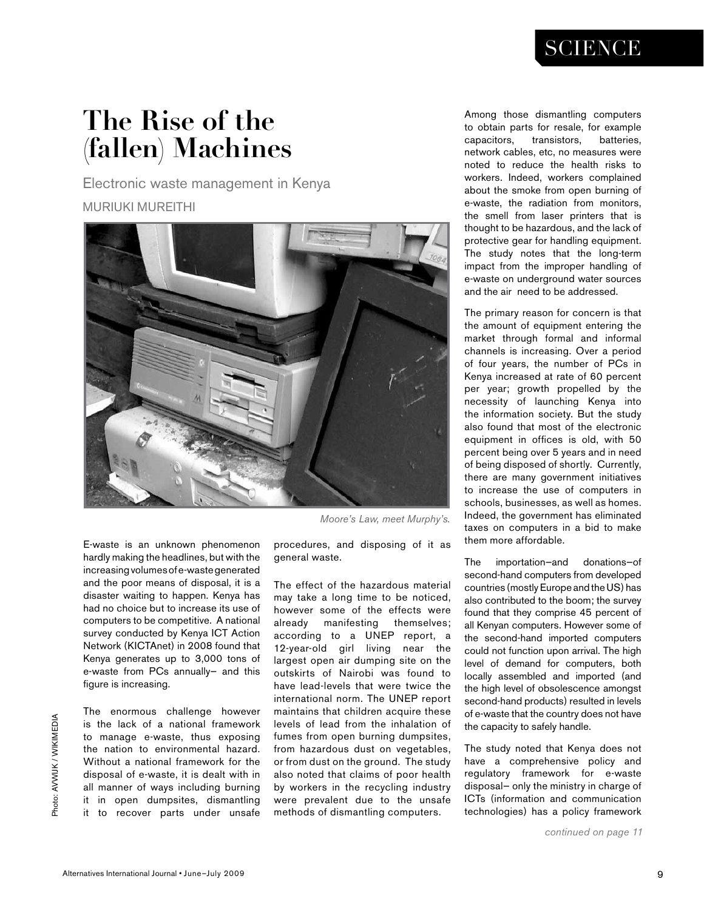# The Rise of the (fallen) Machines

Electronic waste management in Kenya

MURIUKI MUREITHI

*Moore's Law, meet Murphy's.*

Photo: AVWIJK / WIKIMEDIA

E-waste is an unknown phenomenon hardly making the headlines, but with the increasing volumes of e-waste generated and the poor means of disposal, it is a disaster waiting to happen. Kenya has had no choice but to increase its use of computers to be competitive. A national survey conducted by Kenya ICT Action Network (KICTANet) in 2008 found that Kenya generates up to 3,000 tons of e-waste from PCs annually– and this figure is increasing.

The enormous challenge however is the lack of a national framework to manage e-waste, thus exposing the nation to environmental hazard. Without a national framework for the disposal of e-waste, it is dealt with in all manner of ways including burning it in open dumpsites, dismantling it to recover parts under unsafe procedures, and disposing of it as general waste.

The effect of the hazardous material may take a long time to be noticed, however some of the effects were already manifesting themselves; according to a UNEP report, a 12-year-old girl living near the largest open air dumping site on the outskirts of Nairobi was found to have lead-levels that were twice the international norm. The UNEP report maintains that children acquire these levels of lead from the inhalation of fumes from open burning dumpsites, from hazardous dust on vegetables, or from dust on the ground. The study also noted that claims of poor health by workers in the recycling industry were prevalent due to the unsafe methods of dismantling computers.

Among those dismantling computers to obtain parts for resale, for example capacitors, transistors, batteries, network cables, etc, no measures were noted to reduce the health risks to workers. Indeed, workers complained about the smoke from open burning of e-waste, the radiation from monitors, the smell from laser printers that is thought to be hazardous, and the lack of protective gear for handling equipment. The study notes that the long-term impact from the improper handling of e-waste on underground water sources and the air need to be addressed.

The primary reason for concern is that the amount of equipment entering the market through formal and informal channels is increasing. Over a period of four years, the number of PCs in Kenya increased at rate of 60 percent per year; growth propelled by the necessity of launching Kenya into the information society. But the study also found that most of the electronic equipment in offices is old, with 50 percent being over 5 years and in need of being disposed of shortly. Currently, there are many government initiatives to increase the use of computers in schools, businesses, as well as homes. Indeed, the government has eliminated taxes on computers in a bid to make them more affordable.

The importation–and donations–of second-hand computers from developed countries (mostly Europe and the US) has also contributed to the boom; the survey found that they comprise 45 percent of all Kenyan computers. However some of the second-hand imported computers could not function upon arrival. The high level of demand for computers, both locally assembled and imported (and the high level of obsolescence amongst second-hand products) resulted in levels of e-waste that the country does not have the capacity to safely handle.

The study noted that Kenya does not have a comprehensive policy and regulatory framework for e-waste disposal– only the ministry in charge of ICTs (information and communication technologies) has a policy framework

*continued on page 11*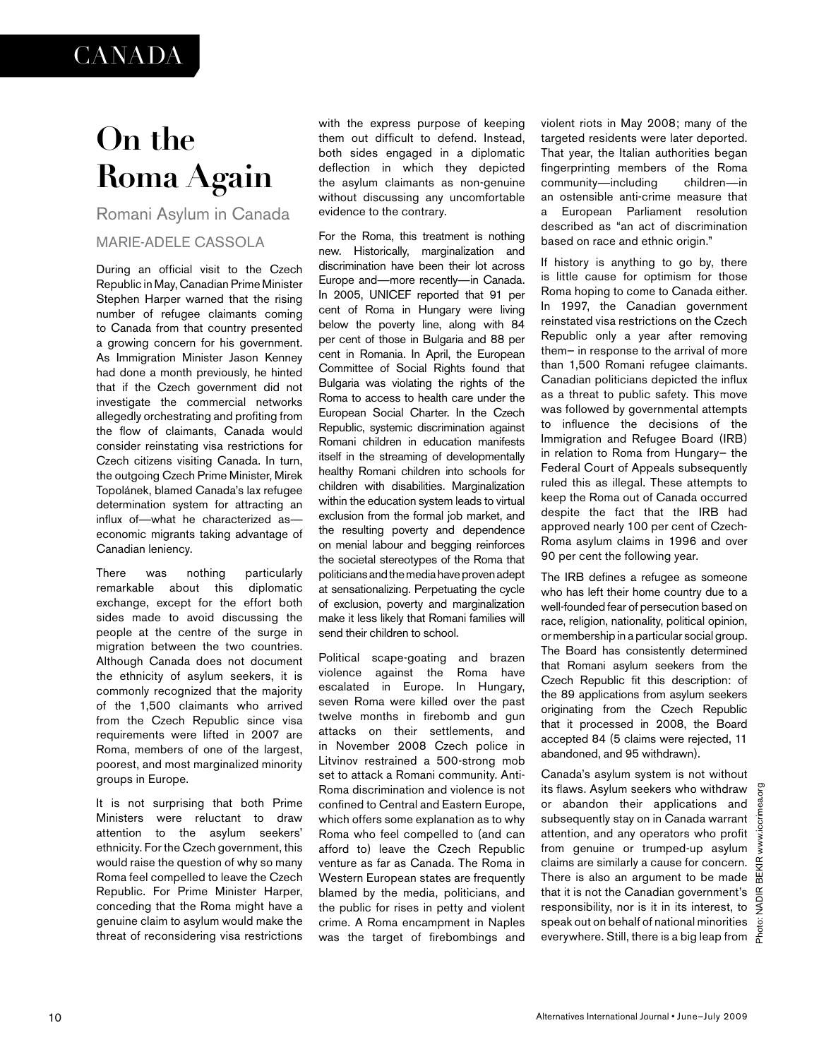# On the Roma Again

## Romani Asylum in Canada

MARIE-ADELE CASSOLA

During an official visit to the Czech Republic in May, Canadian Prime Minister Stephen Harper warned that the rising number of refugee claimants coming to Canada from that country presented a growing concern for his government. As Immigration Minister Jason Kenney had done a month previously, he hinted that if the Czech government did not investigate the commercial networks allegedly orchestrating and profiting from the flow of claimants, Canada would consider reinstating visa restrictions for Czech citizens visiting Canada. In turn, the outgoing Czech Prime Minister, Mirek Topolánek, blamed Canada's lax refugee determination system for attracting an influx of—what he characterized as—economic migrants taking advantage of Canadian leniency.

There was nothing particularly remarkable about this diplomatic exchange, except for the effort both sides made to avoid discussing the people at the centre of the surge in migration between the two countries. Although Canada does not document the ethnicity of asylum seekers, it is commonly recognized that the majority of the 1,500 claimants who arrived from the Czech Republic since visa requirements were lifted in 2007 are Roma, members of one of the largest, poorest, and most marginalized minority groups in Europe.

It is not surprising that both Prime Ministers were reluctant to draw attention to the asylum seekers' ethnicity. For the Czech government, this would raise the question of why so many Roma feel compelled to leave the Czech Republic. For Prime Minister Harper, conceding that the Roma might have a genuine claim to asylum would make the threat of reconsidering visa restrictions with the express purpose of keeping them out difficult to defend. Instead, both sides engaged in a diplomatic deflection in which they depicted the asylum claimants as non-genuine without discussing any uncomfortable evidence to the contrary.

For the Roma, this treatment is nothing new. Historically, marginalization and discrimination have been their lot across Europe and—more recently—in Canada. In 2005, UNICEF reported that 91 per cent of Roma in Hungary were living below the poverty line, along with 84 per cent of those in Bulgaria and 88 per cent in Romania. In April, the European Committee of Social Rights found that Bulgaria was violating the rights of the Roma to access to health care under the European Social Charter. In the Czech Republic, systemic discrimination against Romani children in education manifests itself in the streaming of developmentally healthy Romani children into schools for children with disabilities. Marginalization within the education system leads to virtual exclusion from the formal job market, and the resulting poverty and dependence on menial labour and begging reinforces the societal stereotypes of the Roma that politicians and the media have proven adept at sensationalizing. Perpetuating the cycle of exclusion, poverty and marginalization make it less likely that Romani families will send their children to school.

Political scape-goating and brazen violence against the Roma have escalated in Europe. In Hungary, seven Roma were killed over the past twelve months in firebomb and gun attacks on their settlements, and in November 2008 Czech police in Litvinov restrained a 500-strong mob set to attack a Romani community. Anti-Roma discrimination and violence is not confined to Central and Eastern Europe, which offers some explanation as to why Roma who feel compelled to (and can afford to) leave the Czech Republic venture as far as Canada. The Roma in Western European states are frequently blamed by the media, politicians, and the public for rises in petty and violent crime. A Roma encampment in Naples was the target of firebombings and violent riots in May 2008; many of the targeted residents were later deported. That year, the Italian authorities began fingerprinting members of the Roma community—including children—in an ostensible anti-crime measure that a European Parliament resolution described as "an act of discrimination based on race and ethnic origin."

If history is anything to go by, there is little cause for optimism for those Roma hoping to come to Canada either. In 1997, the Canadian government reinstated visa restrictions on the Czech Republic only a year after removing them– in response to the arrival of more than 1,500 Romani refugee claimants. Canadian politicians depicted the influx as a threat to public safety. This move was followed by governmental attempts to influence the decisions of the Immigration and Refugee Board (IRB) in relation to Roma from Hungary– the Federal Court of Appeals subsequently ruled this as illegal. These attempts to keep the Roma out of Canada occurred despite the fact that the IRB had approved nearly 100 per cent of Czech-Roma asylum claims in 1996 and over 90 per cent the following year.

The IRB defines a refugee as someone who has left their home country due to a well-founded fear of persecution based on race, religion, nationality, political opinion, or membership in a particular social group. The Board has consistently determined that Romani asylum seekers from the Czech Republic fit this description: of the 89 applications from asylum seekers originating from the Czech Republic that it processed in 2008, the Board accepted 84 (5 claims were rejected, 11 abandoned, and 95 withdrawn).

Canada's asylum system is not without its flaws. Asylum seekers who withdraw or abandon their applications and subsequently stay on in Canada warrant attention, and any operators who profit from genuine or trumped-up asylum claims are similarly a cause for concern. There is also an argument to be made that it is not the Canadian government's responsibility, nor is it in its interest, to speak out on behalf of national minorities everywhere. Still, there is a big leap from

Photo: NADIR BEKIR www.iccrimea.org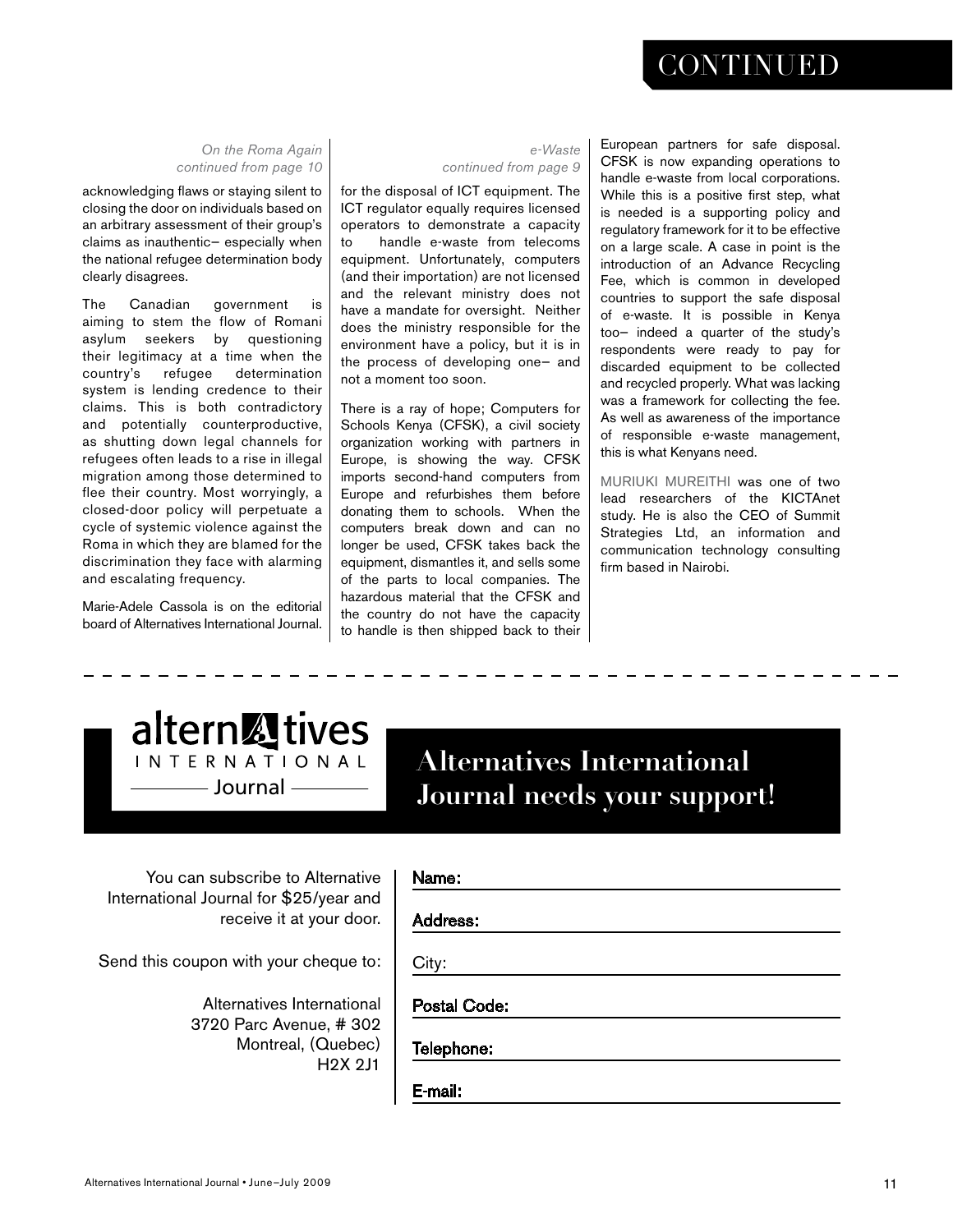# CONTINUED

*On the Roma Again continued from page 10*

acknowledging flaws or staying silent to closing the door on individuals based on an arbitrary assessment of their group's claims as inauthentic– especially when the national refugee determination body clearly disagrees.

The Canadian government is aiming to stem the flow of Romani asylum seekers by questioning their legitimacy at a time when the country's refugee determination system is lending credence to their claims. This is both contradictory and potentially counterproductive, as shutting down legal channels for refugees often leads to a rise in illegal migration among those determined to flee their country. Most worryingly, a closed-door policy will perpetuate a cycle of systemic violence against the Roma in which they are blamed for the discrimination they face with alarming and escalating frequency.

Marie-Adele Cassola is on the editorial board of Alternatives International Journal.

*e-Waste continued from page 9*

for the disposal of ICT equipment. The ICT regulator equally requires licensed operators to demonstrate a capacity to handle e-waste from telecoms equipment. Unfortunately, computers (and their importation) are not licensed and the relevant ministry does not have a mandate for oversight. Neither does the ministry responsible for the environment have a policy, but it is in the process of developing one– and not a moment too soon.

There is a ray of hope; Computers for Schools Kenya (CFSK), a civil society organization working with partners in Europe, is showing the way. CFSK imports second-hand computers from Europe and refurbishes them before donating them to schools. When the computers break down and can no longer be used, CFSK takes back the equipment, dismantles it, and sells some of the parts to local companies. The hazardous material that the CFSK and the country do not have the capacity to handle is then shipped back to their European partners for safe disposal. CFSK is now expanding operations to handle e-waste from local corporations. While this is a positive first step, what is needed is a supporting policy and regulatory framework for it to be effective on a large scale. A case in point is the introduction of an Advance Recycling Fee, which is common in developed countries to support the safe disposal of e-waste. It is possible in Kenya too– indeed a quarter of the study's respondents were ready to pay for discarded equipment to be collected and recycled properly. What was lacking was a framework for collecting the fee. As well as awareness of the importance of responsible e-waste management, this is what Kenyans need.

MURIUKI MUREITHI was one of two lead researchers of the KICTAnet study. He is also the CEO of Summit Strategies Ltd, an information and communication technology consulting firm based in Nairobi.

---

alternatives INTERNATIONAL Journal

## Alternatives International Journal needs your support!

You can subscribe to Alternative International Journal for $25/year and receive it at your door.

Send this coupon with your cheque to:

Alternatives International
3720 Parc Avenue, # 302
Montreal, (Quebec)
H2X 2J1

Name: ____________________

Address: ____________________

City: ____________________

Postal Code: ____________________

Telephone: ____________________

E-mail: ____________________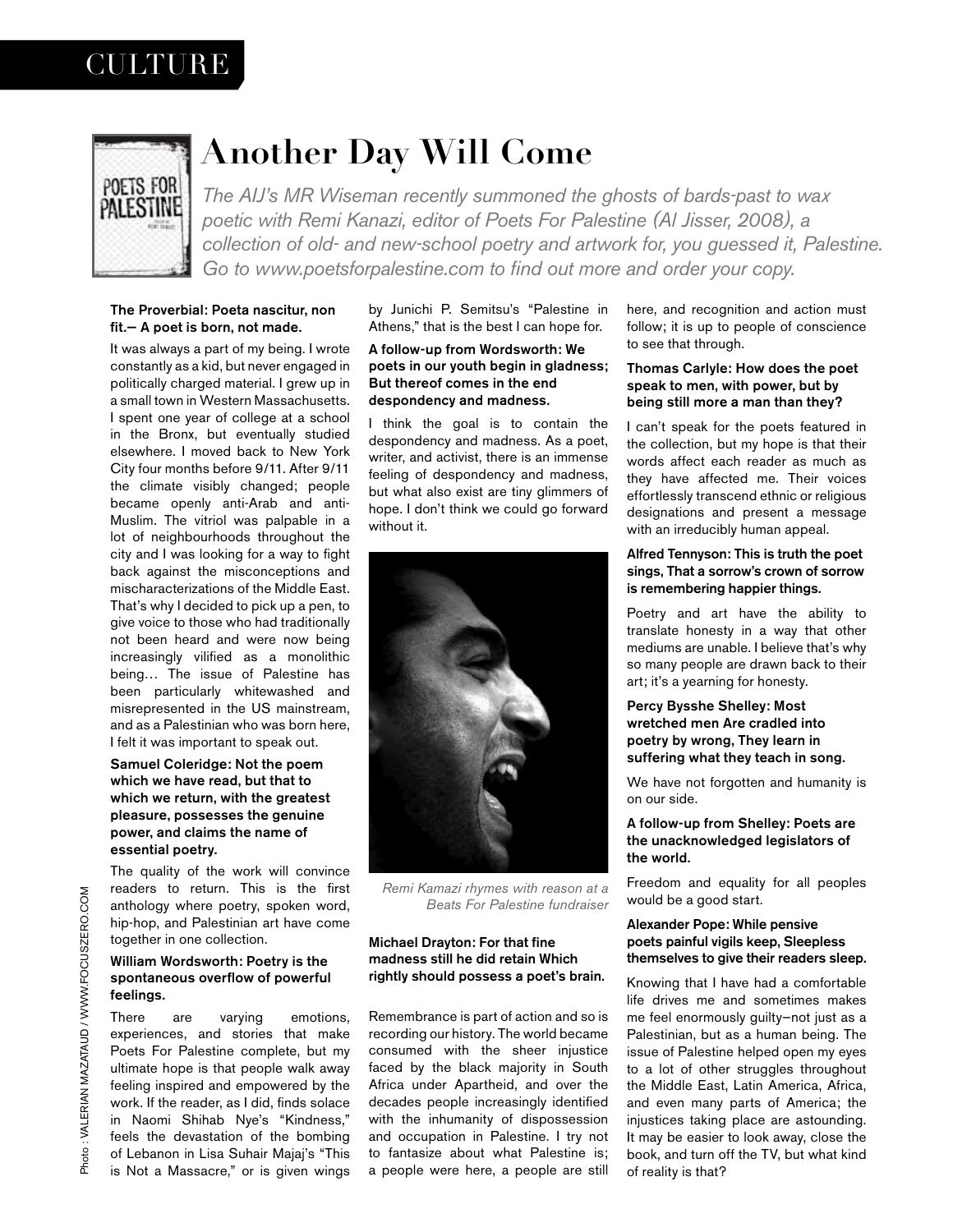CULTURE

# Another Day Will Come

*The AIJ's MR Wiseman recently summoned the ghosts of bards-past to wax poetic with Remi Kanazi, editor of Poets For Palestine (Al Jisser, 2008), a collection of old- and new-school poetry and artwork for, you guessed it, Palestine. Go to www.poetsforpalestine.com to find out more and order your copy.*

**The Proverbial: Poeta nascitur, non fit.— A poet is born, not made.**

It was always a part of my being. I wrote constantly as a kid, but never engaged in politically charged material. I grew up in a small town in Western Massachusetts. I spent one year of college at a school in the Bronx, but eventually studied elsewhere. I moved back to New York City four months before 9/11. After 9/11 the climate visibly changed; people became openly anti-Arab and anti-Muslim. The vitriol was palpable in a lot of neighbourhoods throughout the city and I was looking for a way to fight back against the misconceptions and mischaracterizations of the Middle East. That's why I decided to pick up a pen, to give voice to those who had traditionally not been heard and were now being increasingly vilified as a monolithic being… The issue of Palestine has been particularly whitewashed and misrepresented in the US mainstream, and as a Palestinian who was born here, I felt it was important to speak out.

**Samuel Coleridge: Not the poem which we have read, but that to which we return, with the greatest pleasure, possesses the genuine power, and claims the name of essential poetry.**

The quality of the work will convince readers to return. This is the first anthology where poetry, spoken word, hip-hop, and Palestinian art have come together in one collection.

**William Wordsworth: Poetry is the spontaneous overflow of powerful feelings.**

There are varying emotions, experiences, and stories that make Poets For Palestine complete, but my ultimate hope is that people walk away feeling inspired and empowered by the work. If the reader, as I did, finds solace in Naomi Shihab Nye's "Kindness," feels the devastation of the bombing of Lebanon in Lisa Suhair Majaj's "This is Not a Massacre," or is given wings by Junichi P. Semitsu's "Palestine in Athens," that is the best I can hope for.

**A follow-up from Wordsworth: We poets in our youth begin in gladness; But thereof comes in the end despondency and madness.**

I think the goal is to contain the despondency and madness. As a poet, writer, and activist, there is an immense feeling of despondency and madness, but what also exist are tiny glimmers of hope. I don't think we could go forward without it.

*Remi Kamazi rhymes with reason at a Beats For Palestine fundraiser*

Photo : VALERIAN MAZATAUD / WWW.FOCUSZERO.COM

**Michael Drayton: For that fine madness still he did retain Which rightly should possess a poet's brain.**

Remembrance is part of action and so is recording our history. The world became consumed with the sheer injustice faced by the black majority in South Africa under Apartheid, and over the decades people increasingly identified with the inhumanity of dispossession and occupation in Palestine. I try not to fantasize about what Palestine is; a people were here, a people are still here, and recognition and action must follow; it is up to people of conscience to see that through.

**Thomas Carlyle: How does the poet speak to men, with power, but by being still more a man than they?**

I can't speak for the poets featured in the collection, but my hope is that their words affect each reader as much as they have affected me. Their voices effortlessly transcend ethnic or religious designations and present a message with an irreducibly human appeal.

**Alfred Tennyson: This is truth the poet sings, That a sorrow's crown of sorrow is remembering happier things.**

Poetry and art have the ability to translate honesty in a way that other mediums are unable. I believe that's why so many people are drawn back to their art; it's a yearning for honesty.

**Percy Bysshe Shelley: Most wretched men Are cradled into poetry by wrong, They learn in suffering what they teach in song.**

We have not forgotten and humanity is on our side.

**A follow-up from Shelley: Poets are the unacknowledged legislators of the world.**

Freedom and equality for all peoples would be a good start.

**Alexander Pope: While pensive poets painful vigils keep, Sleepless themselves to give their readers sleep.**

Knowing that I have had a comfortable life drives me and sometimes makes me feel enormously guilty—not just as a Palestinian, but as a human being. The issue of Palestine helped open my eyes to a lot of other struggles throughout the Middle East, Latin America, Africa, and even many parts of America; the injustices taking place are astounding. It may be easier to look away, close the book, and turn off the TV, but what kind of reality is that?